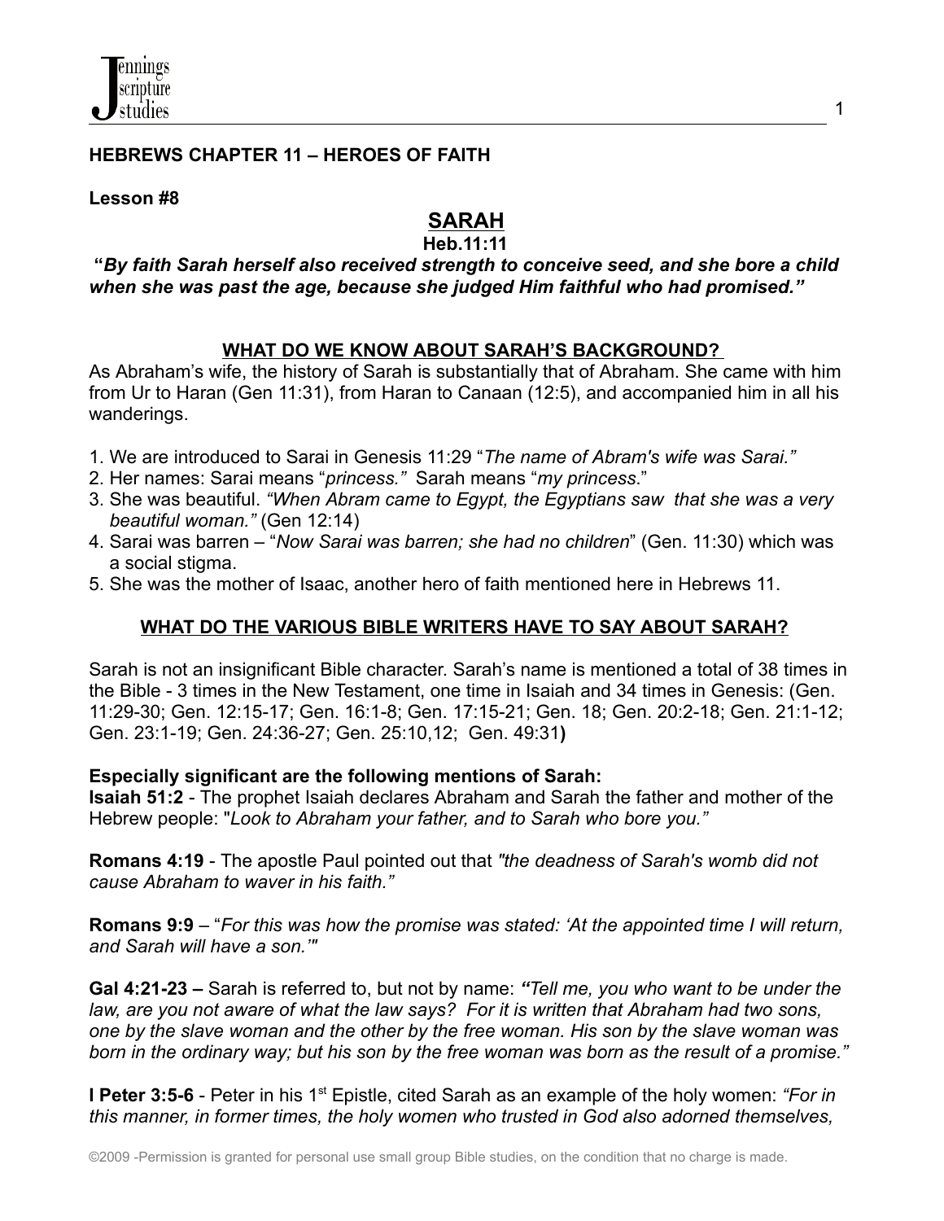## HEBREWS CHAPTER 11 – HEROES OF FAITH

**Lesson #8**

# SARAH

**Heb.11:11**

**"*By faith Sarah herself also received strength to conceive seed, and she bore a child when she was past the age, because she judged Him faithful who had promised."***

### WHAT DO WE KNOW ABOUT SARAH'S BACKGROUND?

As Abraham's wife, the history of Sarah is substantially that of Abraham. She came with him from Ur to Haran (Gen 11:31), from Haran to Canaan (12:5), and accompanied him in all his wanderings.

1. We are introduced to Sarai in Genesis 11:29 "*The name of Abram's wife was Sarai."*
2. Her names: Sarai means "*princess."* Sarah means "*my princess*."
3. She was beautiful. *"When Abram came to Egypt, the Egyptians saw that she was a very beautiful woman."* (Gen 12:14)
4. Sarai was barren – "*Now Sarai was barren; she had no children*" (Gen. 11:30) which was a social stigma.
5. She was the mother of Isaac, another hero of faith mentioned here in Hebrews 11.

### WHAT DO THE VARIOUS BIBLE WRITERS HAVE TO SAY ABOUT SARAH?

Sarah is not an insignificant Bible character. Sarah's name is mentioned a total of 38 times in the Bible - 3 times in the New Testament, one time in Isaiah and 34 times in Genesis: (Gen. 11:29-30; Gen. 12:15-17; Gen. 16:1-8; Gen. 17:15-21; Gen. 18; Gen. 20:2-18; Gen. 21:1-12; Gen. 23:1-19; Gen. 24:36-27; Gen. 25:10,12; Gen. 49:31**)**

**Especially significant are the following mentions of Sarah:**

**Isaiah 51:2** - The prophet Isaiah declares Abraham and Sarah the father and mother of the Hebrew people: "*Look to Abraham your father, and to Sarah who bore you."*

**Romans 4:19** - The apostle Paul pointed out that *"the deadness of Sarah's womb did not cause Abraham to waver in his faith."*

**Romans 9:9** – "*For this was how the promise was stated: 'At the appointed time I will return, and Sarah will have a son.'"*

**Gal 4:21-23 –** Sarah is referred to, but not by name: ***"****Tell me, you who want to be under the law, are you not aware of what the law says? For it is written that Abraham had two sons, one by the slave woman and the other by the free woman. His son by the slave woman was born in the ordinary way; but his son by the free woman was born as the result of a promise."*

**I Peter 3:5-6** - Peter in his 1st Epistle, cited Sarah as an example of the holy women: *"For in this manner, in former times, the holy women who trusted in God also adorned themselves,*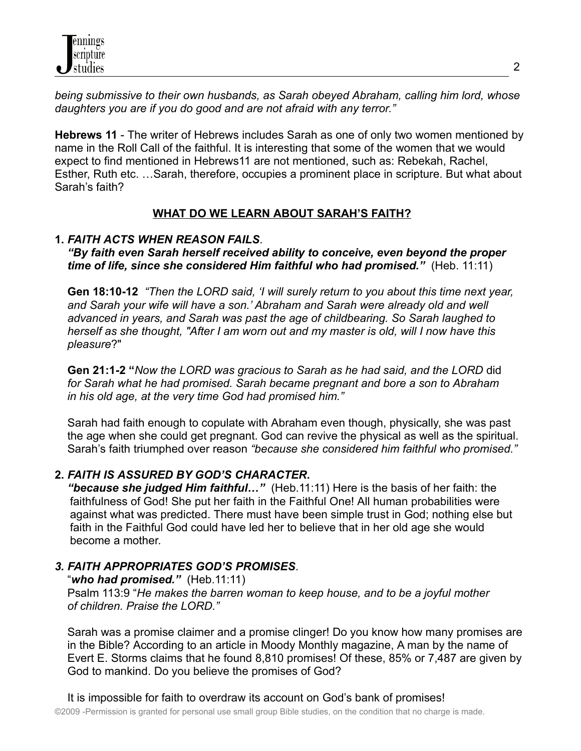*being submissive to their own husbands, as Sarah obeyed Abraham, calling him lord, whose daughters you are if you do good and are not afraid with any terror."*

**Hebrews 11** - The writer of Hebrews includes Sarah as one of only two women mentioned by name in the Roll Call of the faithful. It is interesting that some of the women that we would expect to find mentioned in Hebrews11 are not mentioned, such as: Rebekah, Rachel, Esther, Ruth etc. …Sarah, therefore, occupies a prominent place in scripture. But what about Sarah's faith?

## WHAT DO WE LEARN ABOUT SARAH'S FAITH?

**1. *FAITH ACTS WHEN REASON FAILS*.**
***"By faith even Sarah herself received ability to conceive, even beyond the proper time of life, since she considered Him faithful who had promised."*** (Heb. 11:11)

**Gen 18:10-12** *"Then the LORD said, 'I will surely return to you about this time next year, and Sarah your wife will have a son.' Abraham and Sarah were already old and well advanced in years, and Sarah was past the age of childbearing. So Sarah laughed to herself as she thought, "After I am worn out and my master is old, will I now have this pleasure*?"

**Gen 21:1-2 "***Now the LORD was gracious to Sarah as he had said, and the LORD* did *for Sarah what he had promised. Sarah became pregnant and bore a son to Abraham in his old age, at the very time God had promised him."*

Sarah had faith enough to copulate with Abraham even though, physically, she was past the age when she could get pregnant. God can revive the physical as well as the spiritual. Sarah's faith triumphed over reason *"because she considered him faithful who promised."*

**2. *FAITH IS ASSURED BY GOD'S CHARACTER*.**
***"because she judged Him faithful…"*** (Heb.11:11) Here is the basis of her faith: the faithfulness of God! She put her faith in the Faithful One! All human probabilities were against what was predicted. There must have been simple trust in God; nothing else but faith in the Faithful God could have led her to believe that in her old age she would become a mother.

***3. FAITH APPROPRIATES GOD'S PROMISES*.**
"***who had promised."*** (Heb.11:11)
Psalm 113:9 "*He makes the barren woman to keep house, and to be a joyful mother of children. Praise the LORD."*

Sarah was a promise claimer and a promise clinger! Do you know how many promises are in the Bible? According to an article in Moody Monthly magazine, A man by the name of Evert E. Storms claims that he found 8,810 promises! Of these, 85% or 7,487 are given by God to mankind. Do you believe the promises of God?

It is impossible for faith to overdraw its account on God's bank of promises!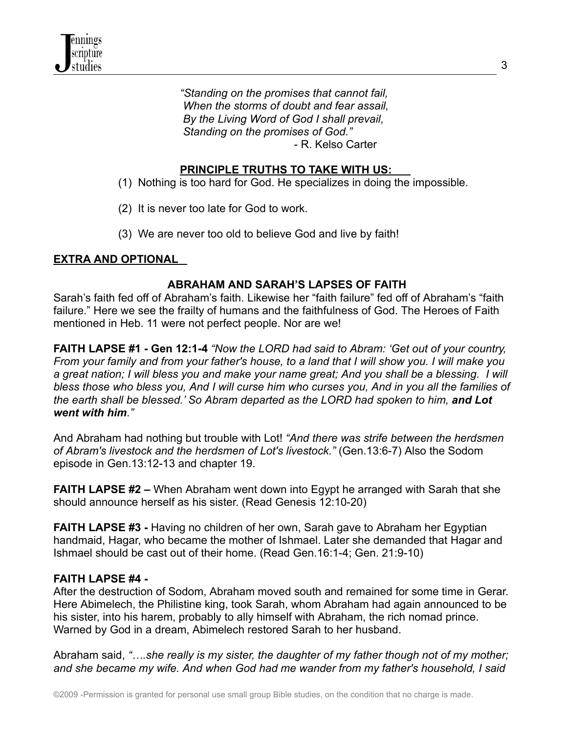*"Standing on the promises that cannot fail,*
*When the storms of doubt and fear assail,*
*By the Living Word of God I shall prevail,*
*Standing on the promises of God."*
- R. Kelso Carter

**PRINCIPLE TRUTHS TO TAKE WITH US:**

(1) Nothing is too hard for God. He specializes in doing the impossible.

(2) It is never too late for God to work.

(3) We are never too old to believe God and live by faith!

**EXTRA AND OPTIONAL**

**ABRAHAM AND SARAH'S LAPSES OF FAITH**

Sarah's faith fed off of Abraham's faith. Likewise her "faith failure" fed off of Abraham's "faith failure." Here we see the frailty of humans and the faithfulness of God. The Heroes of Faith mentioned in Heb. 11 were not perfect people. Nor are we!

**FAITH LAPSE #1 - Gen 12:1-4** *"Now the LORD had said to Abram: 'Get out of your country, From your family and from your father's house, to a land that I will show you. I will make you a great nation; I will bless you and make your name great; And you shall be a blessing. I will bless those who bless you, And I will curse him who curses you, And in you all the families of the earth shall be blessed.' So Abram departed as the LORD had spoken to him,* ***and Lot went with him****."*

And Abraham had nothing but trouble with Lot! *"And there was strife between the herdsmen of Abram's livestock and the herdsmen of Lot's livestock."* (Gen.13:6-7) Also the Sodom episode in Gen.13:12-13 and chapter 19.

**FAITH LAPSE #2 –** When Abraham went down into Egypt he arranged with Sarah that she should announce herself as his sister. (Read Genesis 12:10-20)

**FAITH LAPSE #3 -** Having no children of her own, Sarah gave to Abraham her Egyptian handmaid, Hagar, who became the mother of Ishmael. Later she demanded that Hagar and Ishmael should be cast out of their home. (Read Gen.16:1-4; Gen. 21:9-10)

**FAITH LAPSE #4 -**

After the destruction of Sodom, Abraham moved south and remained for some time in Gerar. Here Abimelech, the Philistine king, took Sarah, whom Abraham had again announced to be his sister, into his harem, probably to ally himself with Abraham, the rich nomad prince. Warned by God in a dream, Abimelech restored Sarah to her husband.

Abraham said, *"….she really is my sister, the daughter of my father though not of my mother; and she became my wife. And when God had me wander from my father's household, I said*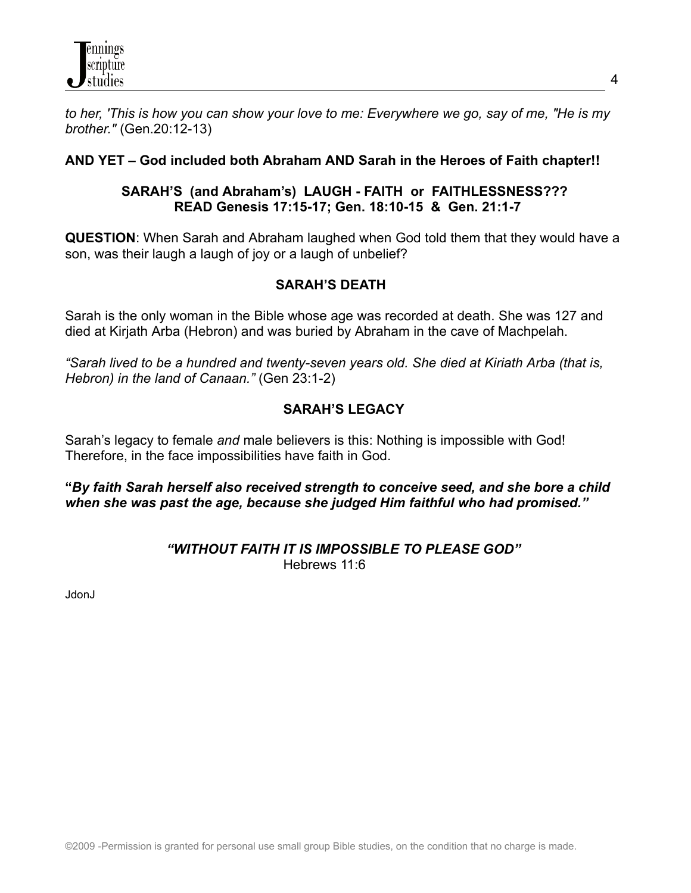*to her, 'This is how you can show your love to me: Everywhere we go, say of me, "He is my brother."* (Gen.20:12-13)

**AND YET – God included both Abraham AND Sarah in the Heroes of Faith chapter!!**

### SARAH'S (and Abraham's) LAUGH - FAITH or FAITHLESSNESS???
### READ Genesis 17:15-17; Gen. 18:10-15 & Gen. 21:1-7

**QUESTION**: When Sarah and Abraham laughed when God told them that they would have a son, was their laugh a laugh of joy or a laugh of unbelief?

### SARAH'S DEATH

Sarah is the only woman in the Bible whose age was recorded at death. She was 127 and died at Kirjath Arba (Hebron) and was buried by Abraham in the cave of Machpelah.

*"Sarah lived to be a hundred and twenty-seven years old. She died at Kiriath Arba (that is, Hebron) in the land of Canaan."* (Gen 23:1-2)

### SARAH'S LEGACY

Sarah's legacy to female *and* male believers is this: Nothing is impossible with God! Therefore, in the face impossibilities have faith in God.

**"*By faith Sarah herself also received strength to conceive seed, and she bore a child when she was past the age, because she judged Him faithful who had promised."***

***"WITHOUT FAITH IT IS IMPOSSIBLE TO PLEASE GOD"***
Hebrews 11:6

JdonJ

©2009 -Permission is granted for personal use small group Bible studies, on the condition that no charge is made.